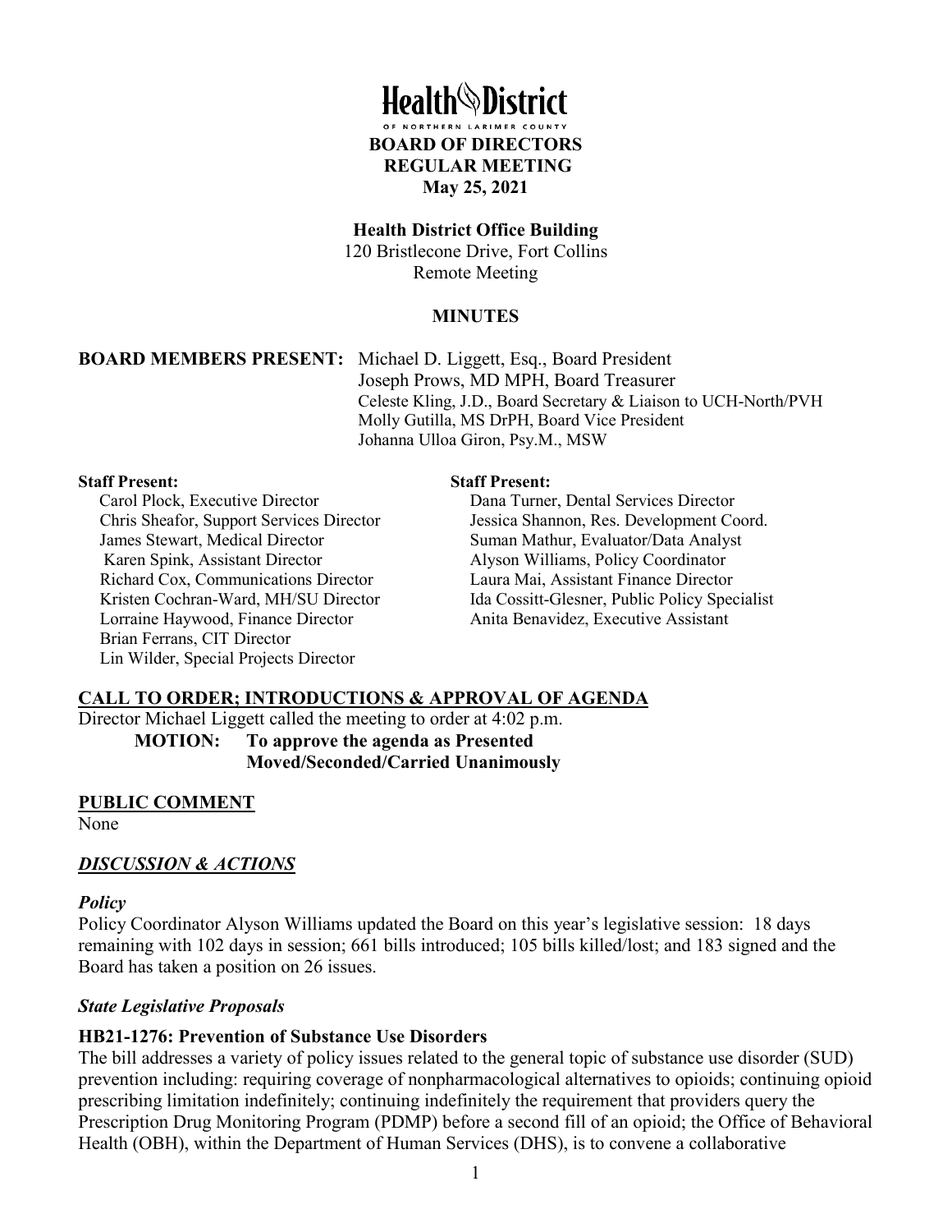# Health District

OF NORTHERN LARIMER COUNTY

**BOARD OF DIRECTORS**
**REGULAR MEETING**
**May 25, 2021**

**Health District Office Building**
120 Bristlecone Drive, Fort Collins
Remote Meeting

**MINUTES**

**BOARD MEMBERS PRESENT:** Michael D. Liggett, Esq., Board President
Joseph Prows, MD MPH, Board Treasurer
Celeste Kling, J.D., Board Secretary & Liaison to UCH-North/PVH
Molly Gutilla, MS DrPH, Board Vice President
Johanna Ulloa Giron, Psy.M., MSW

**Staff Present:**
Carol Plock, Executive Director
Chris Sheafor, Support Services Director
James Stewart, Medical Director
Karen Spink, Assistant Director
Richard Cox, Communications Director
Kristen Cochran-Ward, MH/SU Director
Lorraine Haywood, Finance Director
Brian Ferrans, CIT Director
Lin Wilder, Special Projects Director

**Staff Present:**
Dana Turner, Dental Services Director
Jessica Shannon, Res. Development Coord.
Suman Mathur, Evaluator/Data Analyst
Alyson Williams, Policy Coordinator
Laura Mai, Assistant Finance Director
Ida Cossitt-Glesner, Public Policy Specialist
Anita Benavidez, Executive Assistant

## CALL TO ORDER; INTRODUCTIONS & APPROVAL OF AGENDA

Director Michael Liggett called the meeting to order at 4:02 p.m.

**MOTION: To approve the agenda as Presented**
**Moved/Seconded/Carried Unanimously**

## PUBLIC COMMENT

None

## *DISCUSSION & ACTIONS*

### *Policy*

Policy Coordinator Alyson Williams updated the Board on this year's legislative session: 18 days remaining with 102 days in session; 661 bills introduced; 105 bills killed/lost; and 183 signed and the Board has taken a position on 26 issues.

### *State Legislative Proposals*

#### HB21-1276: Prevention of Substance Use Disorders

The bill addresses a variety of policy issues related to the general topic of substance use disorder (SUD) prevention including: requiring coverage of nonpharmacological alternatives to opioids; continuing opioid prescribing limitation indefinitely; continuing indefinitely the requirement that providers query the Prescription Drug Monitoring Program (PDMP) before a second fill of an opioid; the Office of Behavioral Health (OBH), within the Department of Human Services (DHS), is to convene a collaborative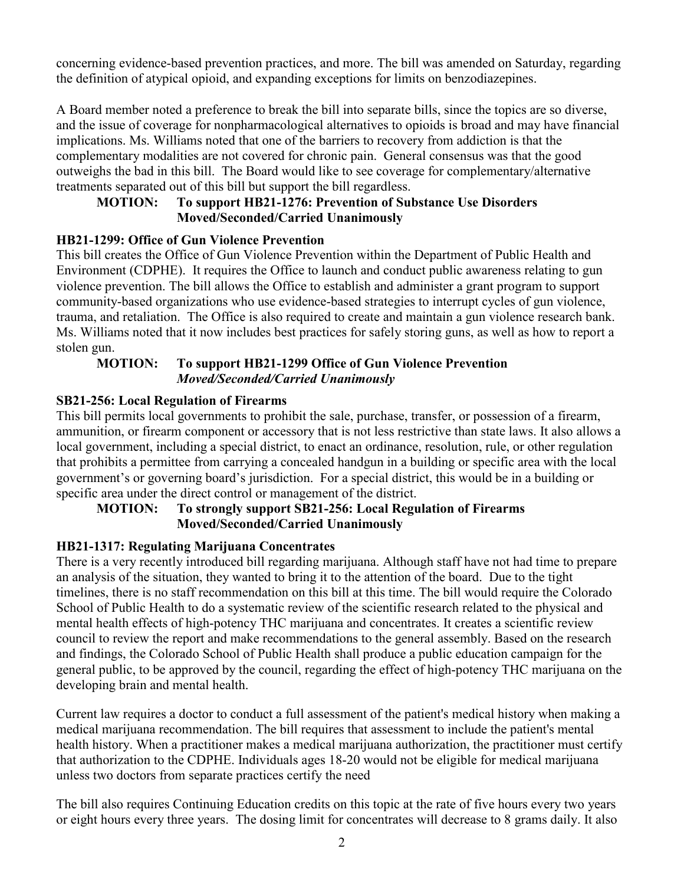concerning evidence-based prevention practices, and more. The bill was amended on Saturday, regarding the definition of atypical opioid, and expanding exceptions for limits on benzodiazepines.

A Board member noted a preference to break the bill into separate bills, since the topics are so diverse, and the issue of coverage for nonpharmacological alternatives to opioids is broad and may have financial implications. Ms. Williams noted that one of the barriers to recovery from addiction is that the complementary modalities are not covered for chronic pain. General consensus was that the good outweighs the bad in this bill. The Board would like to see coverage for complementary/alternative treatments separated out of this bill but support the bill regardless.

> **MOTION: To support HB21-1276: Prevention of Substance Use Disorders**
> **Moved/Seconded/Carried Unanimously**

**HB21-1299: Office of Gun Violence Prevention**

This bill creates the Office of Gun Violence Prevention within the Department of Public Health and Environment (CDPHE). It requires the Office to launch and conduct public awareness relating to gun violence prevention. The bill allows the Office to establish and administer a grant program to support community-based organizations who use evidence-based strategies to interrupt cycles of gun violence, trauma, and retaliation. The Office is also required to create and maintain a gun violence research bank. Ms. Williams noted that it now includes best practices for safely storing guns, as well as how to report a stolen gun.

> **MOTION: To support HB21-1299 Office of Gun Violence Prevention**
> ***Moved/Seconded/Carried Unanimously***

**SB21-256: Local Regulation of Firearms**

This bill permits local governments to prohibit the sale, purchase, transfer, or possession of a firearm, ammunition, or firearm component or accessory that is not less restrictive than state laws. It also allows a local government, including a special district, to enact an ordinance, resolution, rule, or other regulation that prohibits a permittee from carrying a concealed handgun in a building or specific area with the local government's or governing board's jurisdiction. For a special district, this would be in a building or specific area under the direct control or management of the district.

> **MOTION: To strongly support SB21-256: Local Regulation of Firearms**
> **Moved/Seconded/Carried Unanimously**

**HB21-1317: Regulating Marijuana Concentrates**

There is a very recently introduced bill regarding marijuana. Although staff have not had time to prepare an analysis of the situation, they wanted to bring it to the attention of the board. Due to the tight timelines, there is no staff recommendation on this bill at this time. The bill would require the Colorado School of Public Health to do a systematic review of the scientific research related to the physical and mental health effects of high-potency THC marijuana and concentrates. It creates a scientific review council to review the report and make recommendations to the general assembly. Based on the research and findings, the Colorado School of Public Health shall produce a public education campaign for the general public, to be approved by the council, regarding the effect of high-potency THC marijuana on the developing brain and mental health.

Current law requires a doctor to conduct a full assessment of the patient's medical history when making a medical marijuana recommendation. The bill requires that assessment to include the patient's mental health history. When a practitioner makes a medical marijuana authorization, the practitioner must certify that authorization to the CDPHE. Individuals ages 18-20 would not be eligible for medical marijuana unless two doctors from separate practices certify the need

The bill also requires Continuing Education credits on this topic at the rate of five hours every two years or eight hours every three years. The dosing limit for concentrates will decrease to 8 grams daily. It also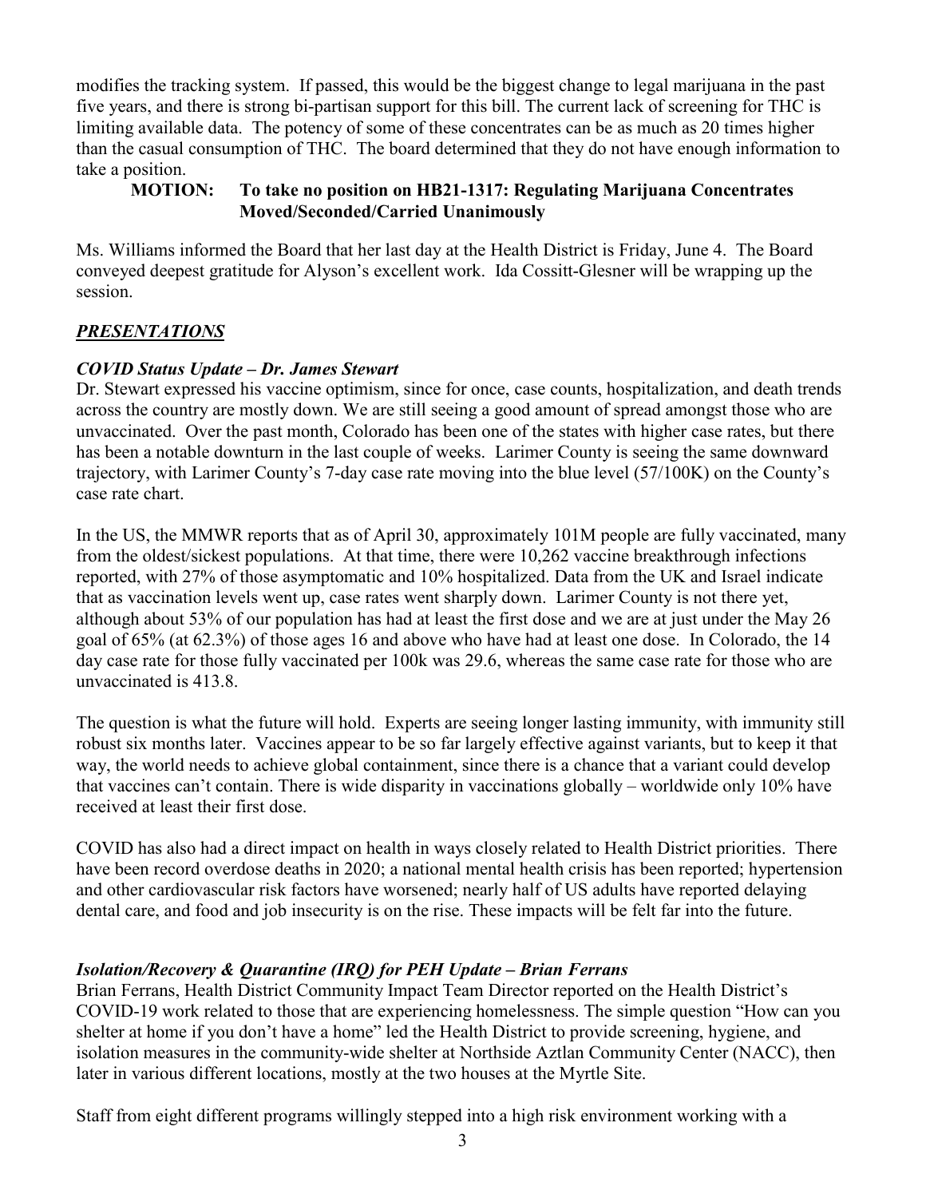modifies the tracking system. If passed, this would be the biggest change to legal marijuana in the past five years, and there is strong bi-partisan support for this bill. The current lack of screening for THC is limiting available data. The potency of some of these concentrates can be as much as 20 times higher than the casual consumption of THC. The board determined that they do not have enough information to take a position.

> **MOTION: To take no position on HB21-1317: Regulating Marijuana Concentrates**
> **Moved/Seconded/Carried Unanimously**

Ms. Williams informed the Board that her last day at the Health District is Friday, June 4. The Board conveyed deepest gratitude for Alyson's excellent work. Ida Cossitt-Glesner will be wrapping up the session.

## ***PRESENTATIONS***

### *COVID Status Update – Dr. James Stewart*

Dr. Stewart expressed his vaccine optimism, since for once, case counts, hospitalization, and death trends across the country are mostly down. We are still seeing a good amount of spread amongst those who are unvaccinated. Over the past month, Colorado has been one of the states with higher case rates, but there has been a notable downturn in the last couple of weeks. Larimer County is seeing the same downward trajectory, with Larimer County's 7-day case rate moving into the blue level (57/100K) on the County's case rate chart.

In the US, the MMWR reports that as of April 30, approximately 101M people are fully vaccinated, many from the oldest/sickest populations. At that time, there were 10,262 vaccine breakthrough infections reported, with 27% of those asymptomatic and 10% hospitalized. Data from the UK and Israel indicate that as vaccination levels went up, case rates went sharply down. Larimer County is not there yet, although about 53% of our population has had at least the first dose and we are at just under the May 26 goal of 65% (at 62.3%) of those ages 16 and above who have had at least one dose. In Colorado, the 14 day case rate for those fully vaccinated per 100k was 29.6, whereas the same case rate for those who are unvaccinated is 413.8.

The question is what the future will hold. Experts are seeing longer lasting immunity, with immunity still robust six months later. Vaccines appear to be so far largely effective against variants, but to keep it that way, the world needs to achieve global containment, since there is a chance that a variant could develop that vaccines can't contain. There is wide disparity in vaccinations globally – worldwide only 10% have received at least their first dose.

COVID has also had a direct impact on health in ways closely related to Health District priorities. There have been record overdose deaths in 2020; a national mental health crisis has been reported; hypertension and other cardiovascular risk factors have worsened; nearly half of US adults have reported delaying dental care, and food and job insecurity is on the rise. These impacts will be felt far into the future.

### *Isolation/Recovery & Quarantine (IRQ) for PEH Update – Brian Ferrans*

Brian Ferrans, Health District Community Impact Team Director reported on the Health District's COVID-19 work related to those that are experiencing homelessness. The simple question "How can you shelter at home if you don't have a home" led the Health District to provide screening, hygiene, and isolation measures in the community-wide shelter at Northside Aztlan Community Center (NACC), then later in various different locations, mostly at the two houses at the Myrtle Site.

Staff from eight different programs willingly stepped into a high risk environment working with a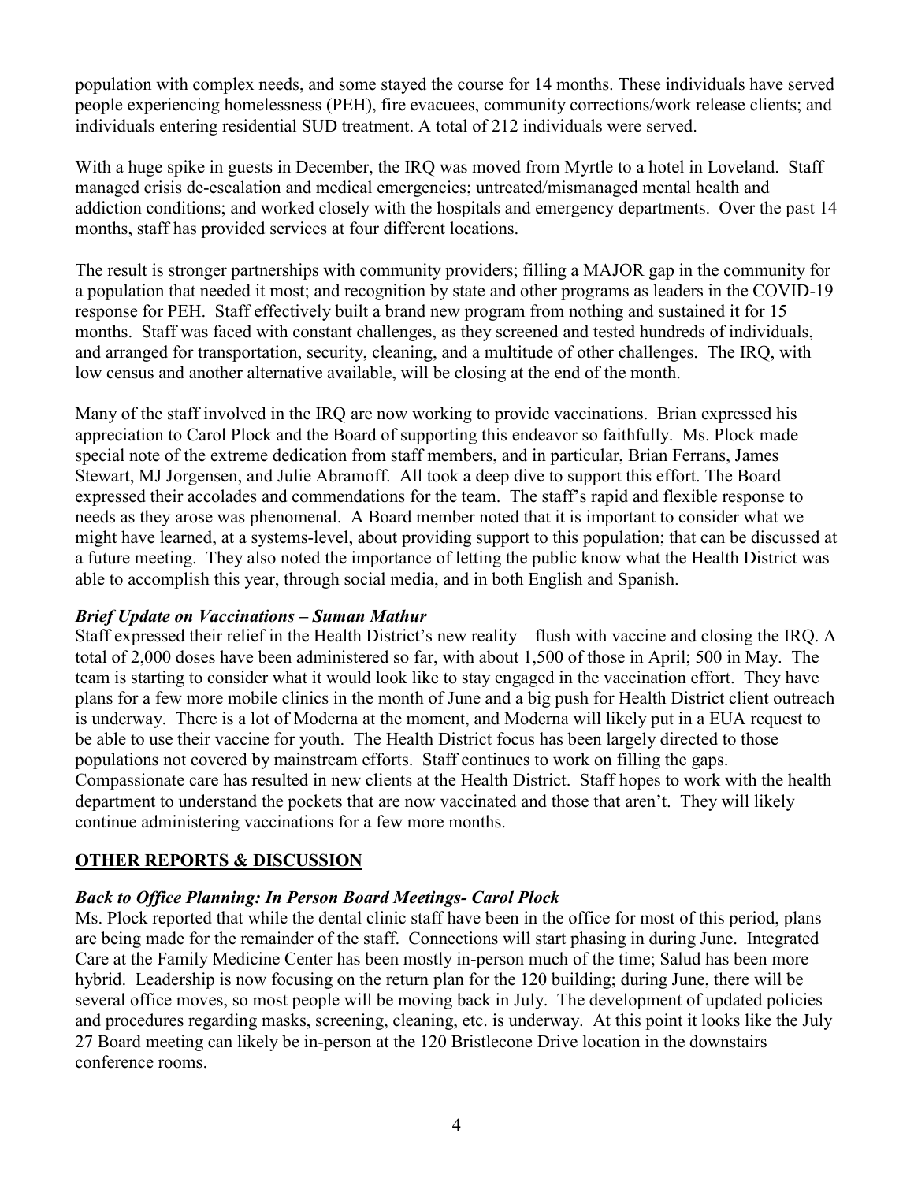population with complex needs, and some stayed the course for 14 months. These individuals have served people experiencing homelessness (PEH), fire evacuees, community corrections/work release clients; and individuals entering residential SUD treatment. A total of 212 individuals were served.

With a huge spike in guests in December, the IRQ was moved from Myrtle to a hotel in Loveland. Staff managed crisis de-escalation and medical emergencies; untreated/mismanaged mental health and addiction conditions; and worked closely with the hospitals and emergency departments. Over the past 14 months, staff has provided services at four different locations.

The result is stronger partnerships with community providers; filling a MAJOR gap in the community for a population that needed it most; and recognition by state and other programs as leaders in the COVID-19 response for PEH. Staff effectively built a brand new program from nothing and sustained it for 15 months. Staff was faced with constant challenges, as they screened and tested hundreds of individuals, and arranged for transportation, security, cleaning, and a multitude of other challenges. The IRQ, with low census and another alternative available, will be closing at the end of the month.

Many of the staff involved in the IRQ are now working to provide vaccinations. Brian expressed his appreciation to Carol Plock and the Board of supporting this endeavor so faithfully. Ms. Plock made special note of the extreme dedication from staff members, and in particular, Brian Ferrans, James Stewart, MJ Jorgensen, and Julie Abramoff. All took a deep dive to support this effort. The Board expressed their accolades and commendations for the team. The staff's rapid and flexible response to needs as they arose was phenomenal. A Board member noted that it is important to consider what we might have learned, at a systems-level, about providing support to this population; that can be discussed at a future meeting. They also noted the importance of letting the public know what the Health District was able to accomplish this year, through social media, and in both English and Spanish.

***Brief Update on Vaccinations – Suman Mathur***

Staff expressed their relief in the Health District's new reality – flush with vaccine and closing the IRQ. A total of 2,000 doses have been administered so far, with about 1,500 of those in April; 500 in May. The team is starting to consider what it would look like to stay engaged in the vaccination effort. They have plans for a few more mobile clinics in the month of June and a big push for Health District client outreach is underway. There is a lot of Moderna at the moment, and Moderna will likely put in a EUA request to be able to use their vaccine for youth. The Health District focus has been largely directed to those populations not covered by mainstream efforts. Staff continues to work on filling the gaps. Compassionate care has resulted in new clients at the Health District. Staff hopes to work with the health department to understand the pockets that are now vaccinated and those that aren't. They will likely continue administering vaccinations for a few more months.

## OTHER REPORTS & DISCUSSION

***Back to Office Planning: In Person Board Meetings- Carol Plock***

Ms. Plock reported that while the dental clinic staff have been in the office for most of this period, plans are being made for the remainder of the staff. Connections will start phasing in during June. Integrated Care at the Family Medicine Center has been mostly in-person much of the time; Salud has been more hybrid. Leadership is now focusing on the return plan for the 120 building; during June, there will be several office moves, so most people will be moving back in July. The development of updated policies and procedures regarding masks, screening, cleaning, etc. is underway. At this point it looks like the July 27 Board meeting can likely be in-person at the 120 Bristlecone Drive location in the downstairs conference rooms.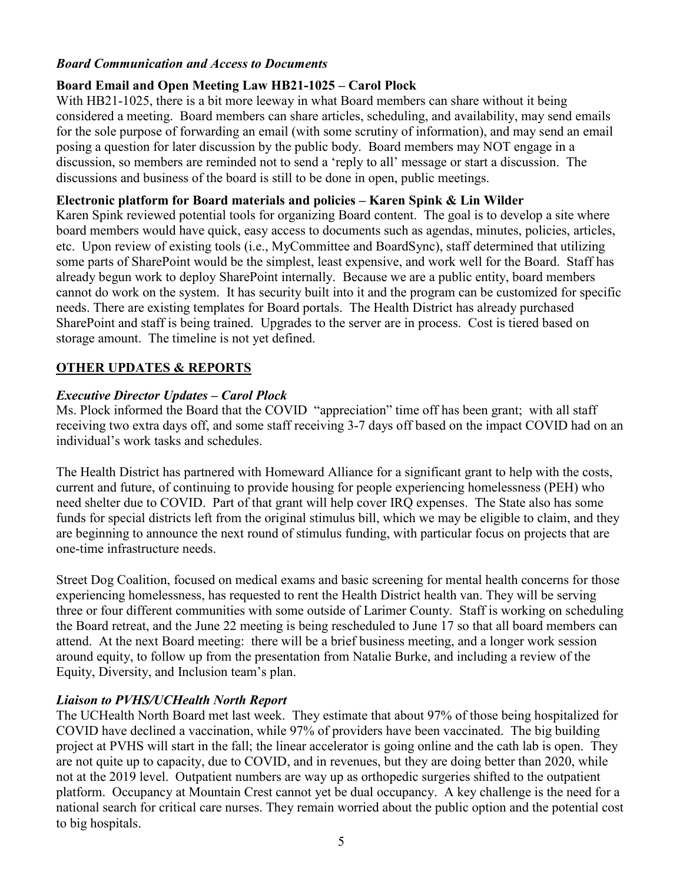### *Board Communication and Access to Documents*

**Board Email and Open Meeting Law HB21-1025 – Carol Plock**

With HB21-1025, there is a bit more leeway in what Board members can share without it being considered a meeting. Board members can share articles, scheduling, and availability, may send emails for the sole purpose of forwarding an email (with some scrutiny of information), and may send an email posing a question for later discussion by the public body. Board members may NOT engage in a discussion, so members are reminded not to send a 'reply to all' message or start a discussion. The discussions and business of the board is still to be done in open, public meetings.

**Electronic platform for Board materials and policies – Karen Spink & Lin Wilder**

Karen Spink reviewed potential tools for organizing Board content. The goal is to develop a site where board members would have quick, easy access to documents such as agendas, minutes, policies, articles, etc. Upon review of existing tools (i.e., MyCommittee and BoardSync), staff determined that utilizing some parts of SharePoint would be the simplest, least expensive, and work well for the Board. Staff has already begun work to deploy SharePoint internally. Because we are a public entity, board members cannot do work on the system. It has security built into it and the program can be customized for specific needs. There are existing templates for Board portals. The Health District has already purchased SharePoint and staff is being trained. Upgrades to the server are in process. Cost is tiered based on storage amount. The timeline is not yet defined.

## OTHER UPDATES & REPORTS

### *Executive Director Updates – Carol Plock*

Ms. Plock informed the Board that the COVID "appreciation" time off has been grant; with all staff receiving two extra days off, and some staff receiving 3-7 days off based on the impact COVID had on an individual's work tasks and schedules.

The Health District has partnered with Homeward Alliance for a significant grant to help with the costs, current and future, of continuing to provide housing for people experiencing homelessness (PEH) who need shelter due to COVID. Part of that grant will help cover IRQ expenses. The State also has some funds for special districts left from the original stimulus bill, which we may be eligible to claim, and they are beginning to announce the next round of stimulus funding, with particular focus on projects that are one-time infrastructure needs.

Street Dog Coalition, focused on medical exams and basic screening for mental health concerns for those experiencing homelessness, has requested to rent the Health District health van. They will be serving three or four different communities with some outside of Larimer County. Staff is working on scheduling the Board retreat, and the June 22 meeting is being rescheduled to June 17 so that all board members can attend. At the next Board meeting: there will be a brief business meeting, and a longer work session around equity, to follow up from the presentation from Natalie Burke, and including a review of the Equity, Diversity, and Inclusion team's plan.

### *Liaison to PVHS/UCHealth North Report*

The UCHealth North Board met last week. They estimate that about 97% of those being hospitalized for COVID have declined a vaccination, while 97% of providers have been vaccinated. The big building project at PVHS will start in the fall; the linear accelerator is going online and the cath lab is open. They are not quite up to capacity, due to COVID, and in revenues, but they are doing better than 2020, while not at the 2019 level. Outpatient numbers are way up as orthopedic surgeries shifted to the outpatient platform. Occupancy at Mountain Crest cannot yet be dual occupancy. A key challenge is the need for a national search for critical care nurses. They remain worried about the public option and the potential cost to big hospitals.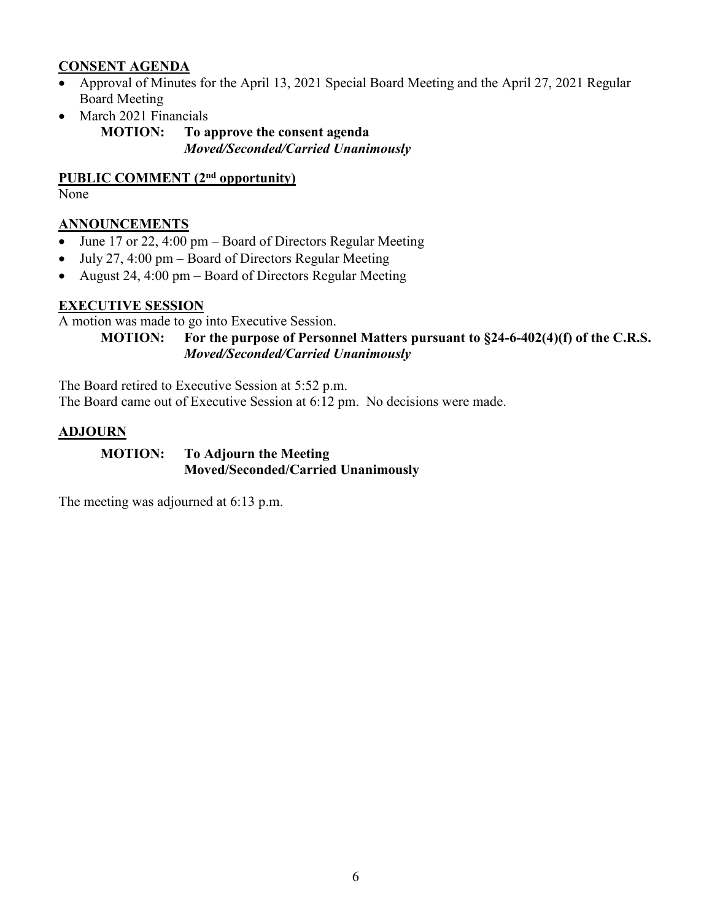**CONSENT AGENDA**

- Approval of Minutes for the April 13, 2021 Special Board Meeting and the April 27, 2021 Regular Board Meeting
- March 2021 Financials

**MOTION: To approve the consent agenda**
***Moved/Seconded/Carried Unanimously***

**PUBLIC COMMENT (2nd opportunity)**

None

**ANNOUNCEMENTS**

- June 17 or 22, 4:00 pm – Board of Directors Regular Meeting
- July 27, 4:00 pm – Board of Directors Regular Meeting
- August 24, 4:00 pm – Board of Directors Regular Meeting

**EXECUTIVE SESSION**

A motion was made to go into Executive Session.

**MOTION: For the purpose of Personnel Matters pursuant to §24-6-402(4)(f) of the C.R.S.**
***Moved/Seconded/Carried Unanimously***

The Board retired to Executive Session at 5:52 p.m.
The Board came out of Executive Session at 6:12 pm. No decisions were made.

**ADJOURN**

**MOTION: To Adjourn the Meeting**
**Moved/Seconded/Carried Unanimously**

The meeting was adjourned at 6:13 p.m.